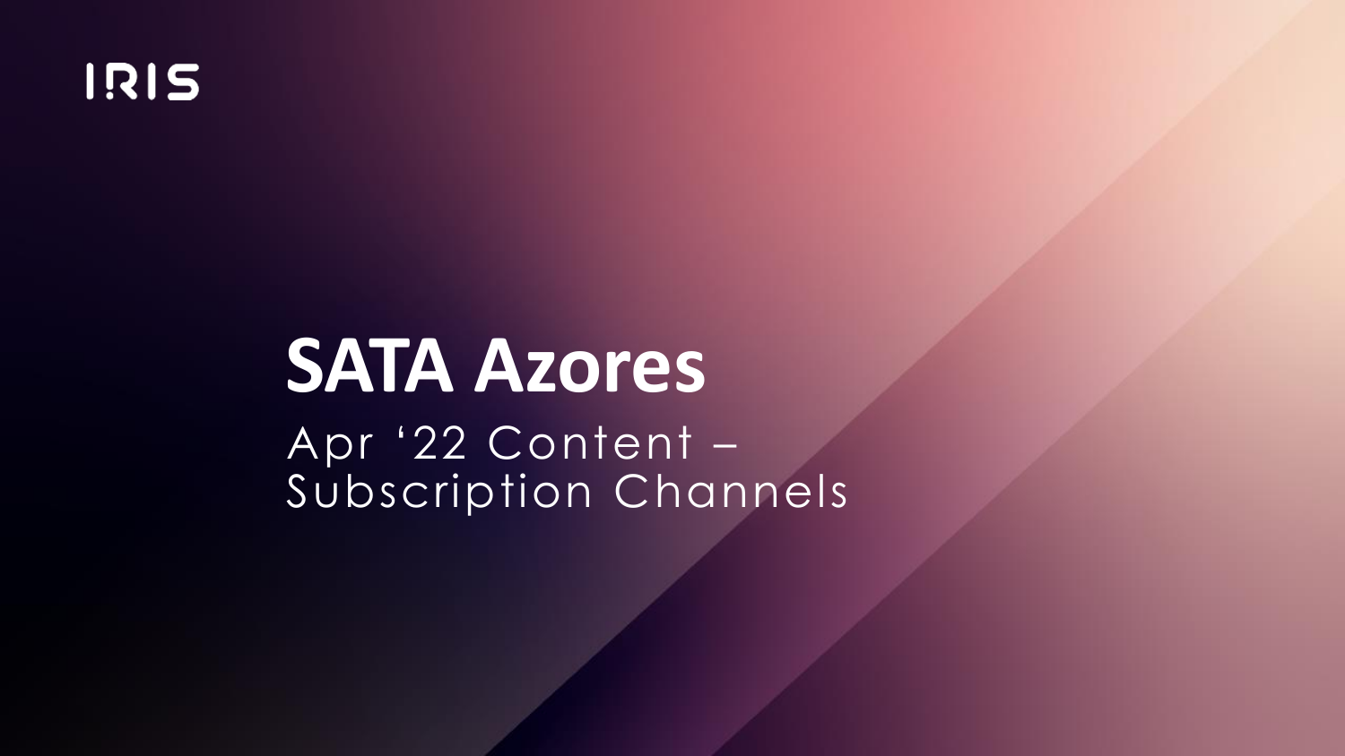IRIS

# SATA Azores

Apr '22 Content – Subscription Channels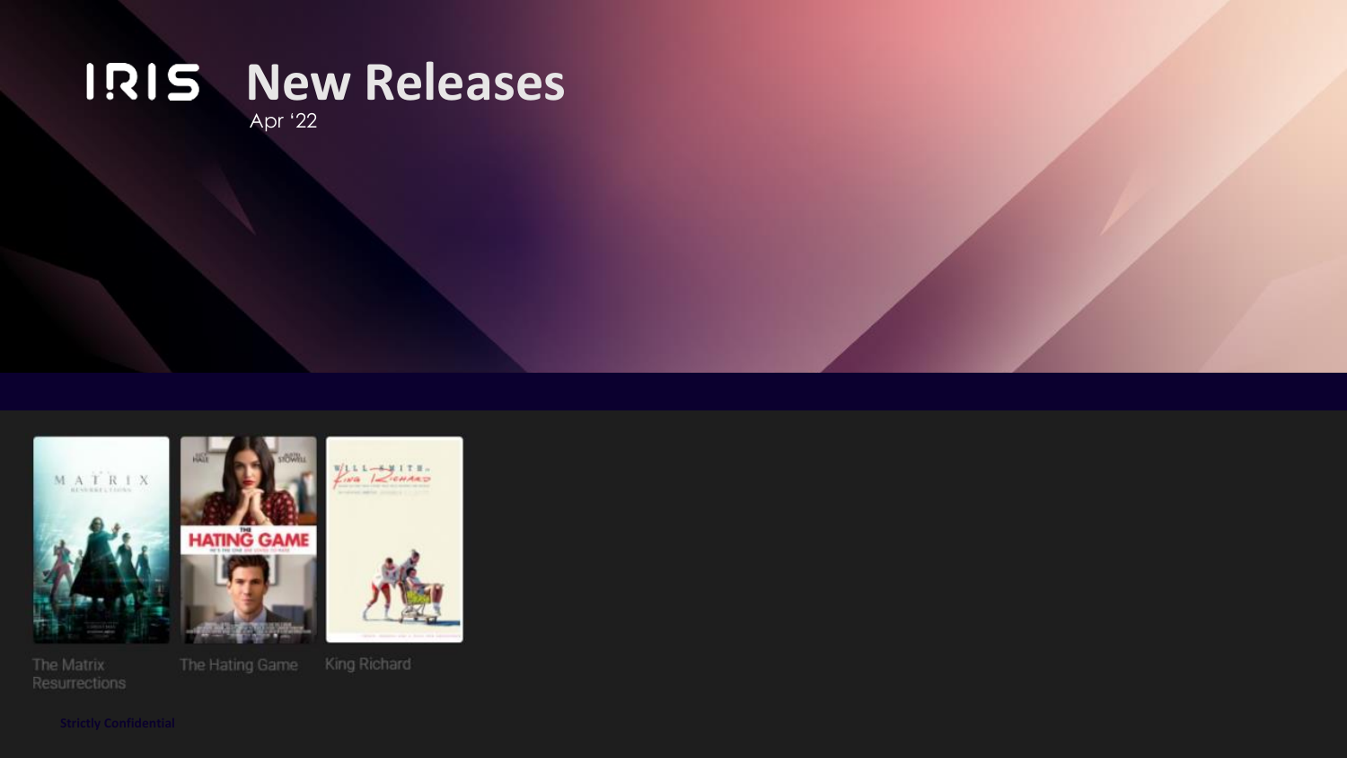# IRIS New Releases

Apr '22

The Matrix Resurrections

The Hating Game

King Richard

Strictly Confidential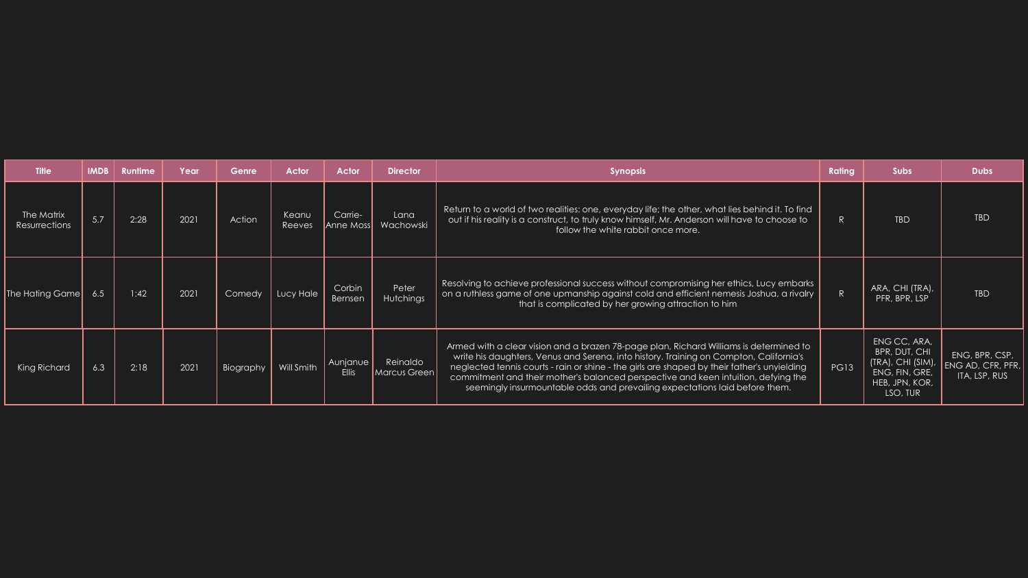| Title | IMDB | Runtime | Year | Genre | Actor | Actor | Director | Synopsis | Rating | Subs | Dubs |
|---|---|---|---|---|---|---|---|---|---|---|---|
| The Matrix Resurrections | 5.7 | 2:28 | 2021 | Action | Keanu Reeves | Carrie-Anne Moss | Lana Wachowski | Return to a world of two realities: one, everyday life; the other, what lies behind it. To find out if his reality is a construct, to truly know himself, Mr. Anderson will have to choose to follow the white rabbit once more. | R | TBD | TBD |
| The Hating Game | 6.5 | 1:42 | 2021 | Comedy | Lucy Hale | Corbin Bernsen | Peter Hutchings | Resolving to achieve professional success without compromising her ethics, Lucy embarks on a ruthless game of one upmanship against cold and efficient nemesis Joshua, a rivalry that is complicated by her growing attraction to him | R | ARA, CHI (TRA), PFR, BPR, LSP | TBD |
| King Richard | 6.3 | 2:18 | 2021 | Biography | Will Smith | Aunjanue Ellis | Reinaldo Marcus Green | Armed with a clear vision and a brazen 78-page plan, Richard Williams is determined to write his daughters, Venus and Serena, into history. Training on Compton, California's neglected tennis courts - rain or shine - the girls are shaped by their father's unyielding commitment and their mother's balanced perspective and keen intuition, defying the seemingly insurmountable odds and prevailing expectations laid before them. | PG13 | ENG CC, ARA, BPR, DUT, CHI (TRA), CHI (SIM), ENG, FIN, GRE, HEB, JPN, KOR, LSO, TUR | ENG, BPR, CSP, ENG AD, CFR, PFR, ITA, LSP, RUS |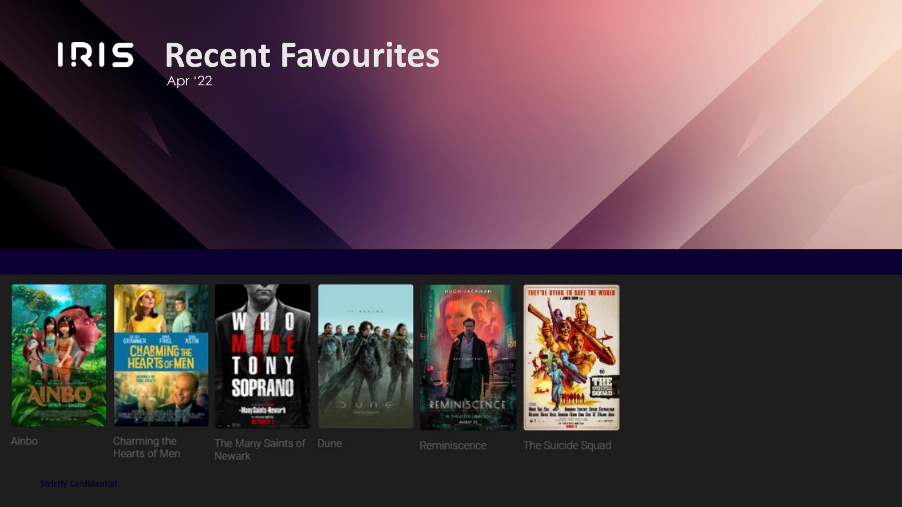# IRIS Recent Favourites

Apr '22

- Ainbo
- Charming the Hearts of Men
- The Many Saints of Newark
- Dune
- Reminiscence
- The Suicide Squad

Strictly Confidential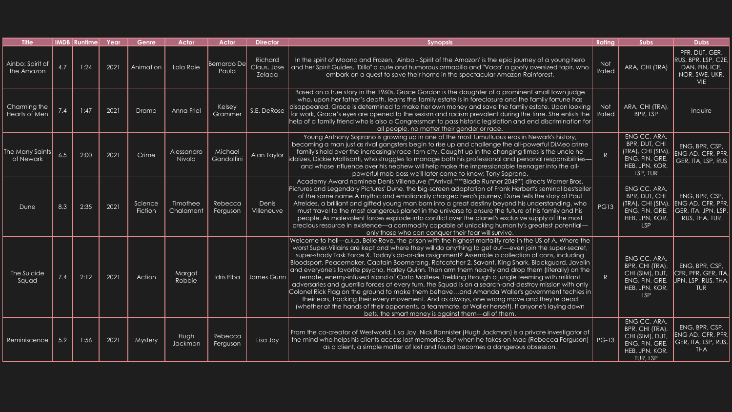| Title | IMDB | Runtime | Year | Genre | Actor | Actor | Director | Synopsis | Rating | Subs | Dubs |
|---|---|---|---|---|---|---|---|---|---|---|---|
| Ainbo: Spirit of the Amazon | 4.7 | 1:24 | 2021 | Animation | Lola Raie | Bernardo De Paula | Richard Claus, Jose Zelada | In the spirit of Moana and Frozen, 'Ainbo - Spirit of the Amazon' is the epic journey of a young hero and her Spirit Guides, "Dillo" a cute and humorous armadillo and "Vaca" a goofy oversized tapir, who embark on a quest to save their home in the spectacular Amazon Rainforest. | Not Rated | ARA, CHI (TRA) | PFR, DUT, GER, RUS, BPR, LSP, CZE, DAN, FIN, ICE, NOR, SWE, UKR, VIE |
| Charming the Hearts of Men | 7.4 | 1:47 | 2021 | Drama | Anna Friel | Kelsey Grammer | S.E. DeRose | Based on a true story in the 1960s, Grace Gordon is the daughter of a prominent small town judge who, upon her father's death, learns the family estate is in foreclosure and the family fortune has disappeared. Grace is determined to make her own money and save the family estate. Upon looking for work, Grace's eyes are opened to the sexism and racism prevalent during the time. She enlists the help of a family friend who is also a Congressman to pass historic legislation and end discrimination for all people, no matter their gender or race. | Not Rated | ARA, CHI (TRA), BPR, LSP | Inquire |
| The Many Saints of Newark | 6.5 | 2:00 | 2021 | Crime | Alessandro Nivola | Michael Gandolfini | Alan Taylor | Young Anthony Soprano is growing up in one of the most tumultuous eras in Newark's history, becoming a man just as rival gangsters begin to rise up and challenge the all-powerful DiMeo crime family's hold over the increasingly race-torn city. Caught up in the changing times is the uncle he idolizes, Dickie Moltisanti, who struggles to manage both his professional and personal responsibilities—and whose influence over his nephew will help make the impressionable teenager into the all-powerful mob boss we'll later come to know: Tony Soprano. | R | ENG CC, ARA, BPR, DUT, CHI (TRA), CHI (SIM), ENG, FIN, GRE, HEB, JPN, KOR, LSP, TUR | ENG, BPR, CSP, ENG AD, CFR, PFR, GER, ITA, LSP, RUS |
| Dune | 8.3 | 2:35 | 2021 | Science Fiction | Timothee Chalament | Rebecca Ferguson | Denis Villeneuve | Academy Award nominee Denis Villeneuve ("'Arrival,'" "'Blade Runner 2049'") directs Warner Bros. Pictures and Legendary Pictures' Dune, the big-screen adaptation of Frank Herbert's seminal bestseller of the same name.A mythic and emotionally charged hero's journey, Dune tells the story of Paul Atreides, a brilliant and gifted young man born into a great destiny beyond his understanding, who must travel to the most dangerous planet in the universe to ensure the future of his family and his people. As malevolent forces explode into conflict over the planet's exclusive supply of the most precious resource in existence—a commodity capable of unlocking humanity's greatest potential—only those who can conquer their fear will survive. | PG13 | ENG CC, ARA, BPR, DUT, CHI (TRA), CHI (SIM), ENG, FIN, GRE, HEB, JPN, KOR, LSP | ENG, BPR, CSP, ENG AD, CFR, PFR, GER, ITA, JPN, LSP, RUS, THA, TUR |
| The Suicide Squad | 7.4 | 2:12 | 2021 | Action | Margot Robbie | Idris Elba | James Gunn | Welcome to hell—a.k.a. Belle Reve, the prison with the highest mortality rate in the US of A. Where the worst Super-Villains are kept and where they will do anything to get out—even join the super-secret, super-shady Task Force X. Today's do-or-die assignment? Assemble a collection of cons, including Bloodsport, Peacemaker, Captain Boomerang, Ratcatcher 2, Savant, King Shark, Blackguard, Javelin and everyone's favorite psycho, Harley Quinn. Then arm them heavily and drop them (literally) on the remote, enemy-infused island of Corto Maltese. Trekking through a jungle teeming with militant adversaries and guerrilla forces at every turn, the Squad is on a search-and-destroy mission with only Colonel Rick Flag on the ground to make them behave…and Amanda Waller's government techies in their ears, tracking their every movement. And as always, one wrong move and they're dead (whether at the hands of their opponents, a teammate, or Waller herself). If anyone's laying down bets, the smart money is against them—all of them. | R | ENG CC, ARA, BPR, CHI (TRA), CHI (SIM), DUT, ENG, FIN, GRE, HEB, JPN, KOR, LSP | ENG, BPR, CSP, CFR, PFR, GER, ITA, JPN, LSP, RUS, THA, TUR |
| Reminiscence | 5.9 | 1:56 | 2021 | Mystery | Hugh Jackman | Rebecca Ferguson | Lisa Joy | From the co-creator of Westworld, Lisa Joy. Nick Bannister (Hugh Jackman) is a private investigator of the mind who helps his clients access lost memories. But when he takes on Mae (Rebecca Ferguson) as a client, a simple matter of lost and found becomes a dangerous obsession. | PG-13 | ENG CC, ARA, BPR, CHI (TRA), CHI (SIM), DUT, ENG, FIN, GRE, HEB, JPN, KOR, TUR, LSP | ENG, BPR, CSP, ENG AD, CFR, PFR, GER, ITA, LSP, RUS, THA |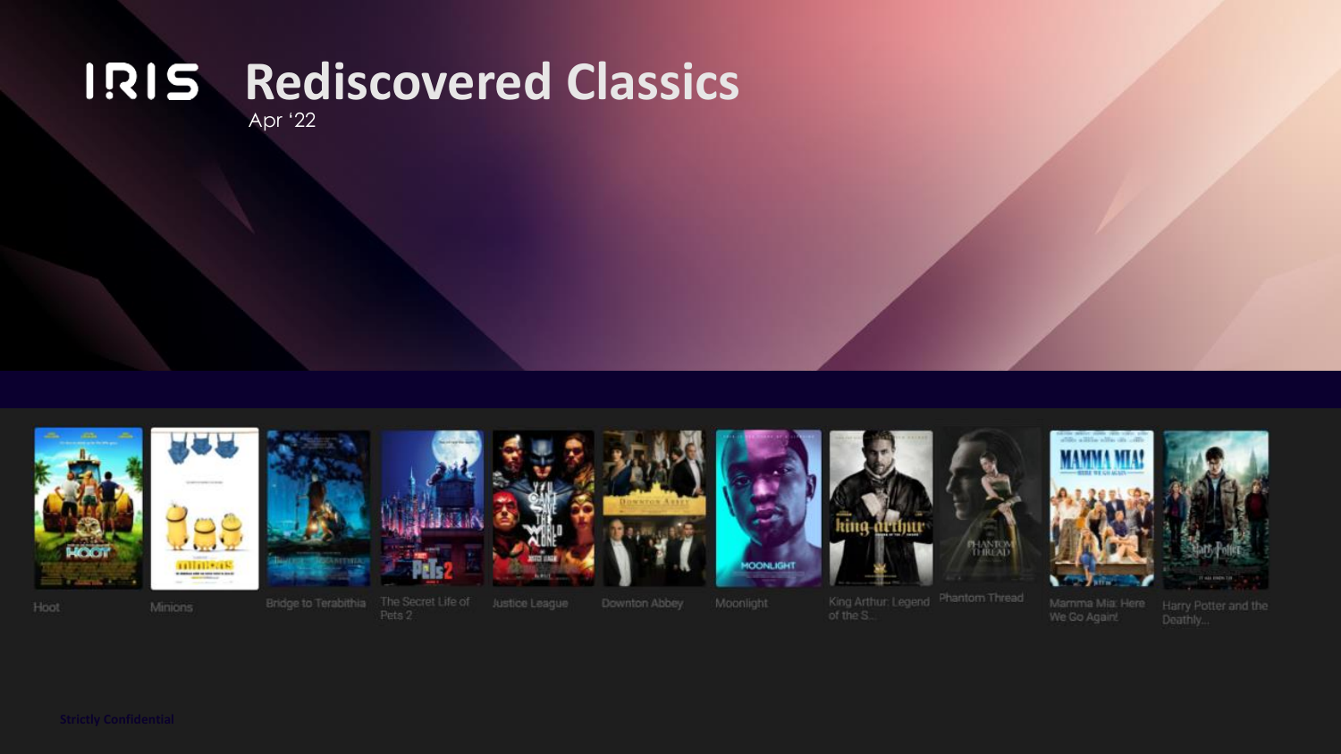# IRIS Rediscovered Classics

Apr '22

Hoot

Minions

Bridge to Terabithia

The Secret Life of Pets 2

Justice League

Downton Abbey

Moonlight

King Arthur: Legend of the S...

Phantom Thread

Mamma Mia: Here We Go Again!

Harry Potter and the Deathly...

Strictly Confidential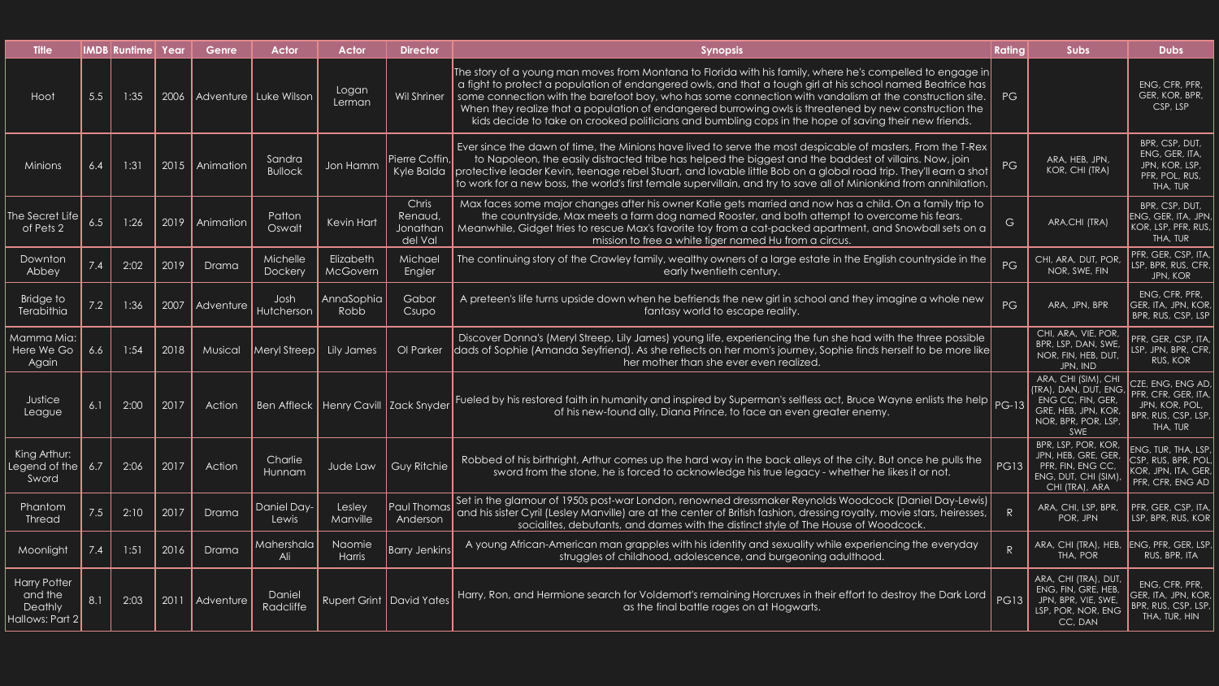| Title | IMDB | Runtime | Year | Genre | Actor | Actor | Director | Synopsis | Rating | Subs | Dubs |
|---|---|---|---|---|---|---|---|---|---|---|---|
| Hoot | 5.5 | 1:35 | 2006 | Adventure | Luke Wilson | Logan Lerman | Wil Shriner | The story of a young man moves from Montana to Florida with his family, where he's compelled to engage in a fight to protect a population of endangered owls, and that a tough girl at his school named Beatrice has some connection with the barefoot boy, who has some connection with vandalism at the construction site. When they realize that a population of endangered burrowing owls is threatened by new construction the kids decide to take on crooked politicians and bumbling cops in the hope of saving their new friends. | PG | | ENG, CFR, PFR, GER, KOR, BPR, CSP, LSP |
| Minions | 6.4 | 1:31 | 2015 | Animation | Sandra Bullock | Jon Hamm | Pierre Coffin, Kyle Balda | Ever since the dawn of time, the Minions have lived to serve the most despicable of masters. From the T-Rex to Napoleon, the easily distracted tribe has helped the biggest and the baddest of villains. Now, join protective leader Kevin, teenage rebel Stuart, and lovable little Bob on a global road trip. They'll earn a shot to work for a new boss, the world's first female supervillain, and try to save all of Minionkind from annihilation. | PG | ARA, HEB, JPN, KOR, CHI (TRA) | BPR, CSP, DUT, ENG, GER, ITA, JPN, KOR, LSP, PFR, POL, RUS, THA, TUR |
| The Secret Life of Pets 2 | 6.5 | 1:26 | 2019 | Animation | Patton Oswalt | Kevin Hart | Chris Renaud, Jonathan del Val | Max faces some major changes after his owner Katie gets married and now has a child. On a family trip to the countryside, Max meets a farm dog named Rooster, and both attempt to overcome his fears. Meanwhile, Gidget tries to rescue Max's favorite toy from a cat-packed apartment, and Snowball sets on a mission to free a white tiger named Hu from a circus. | G | ARA,CHI (TRA) | BPR, CSP, DUT, ENG, GER, ITA, JPN, KOR, LSP, PFR, RUS, THA, TUR |
| Downton Abbey | 7.4 | 2:02 | 2019 | Drama | Michelle Dockery | Elizabeth McGovern | Michael Engler | The continuing story of the Crawley family, wealthy owners of a large estate in the English countryside in the early twentieth century. | PG | CHI, ARA, DUT, POR, NOR, SWE, FIN | PFR, GER, CSP, ITA, LSP, BPR, RUS, CFR, JPN, KOR |
| Bridge to Terabithia | 7.2 | 1:36 | 2007 | Adventure | Josh Hutcherson | AnnaSophia Robb | Gabor Csupo | A preteen's life turns upside down when he befriends the new girl in school and they imagine a whole new fantasy world to escape reality. | PG | ARA, JPN, BPR | ENG, CFR, PFR, GER, ITA, JPN, KOR, BPR, RUS, CSP, LSP |
| Mamma Mia: Here We Go Again | 6.6 | 1:54 | 2018 | Musical | Meryl Streep | Lily James | Ol Parker | Discover Donna's (Meryl Streep, Lily James) young life, experiencing the fun she had with the three possible dads of Sophie (Amanda Seyfried). As she reflects on her mom's journey, Sophie finds herself to be more like her mother than she ever even realized. | | CHI, ARA, VIE, POR, BPR, LSP, DAN, SWE, NOR, FIN, HEB, DUT, JPN, IND | PFR, GER, CSP, ITA, LSP, JPN, BPR, CFR, RUS, KOR |
| Justice League | 6.1 | 2:00 | 2017 | Action | Ben Affleck | Henry Cavill | Zack Snyder | Fueled by his restored faith in humanity and inspired by Superman's selfless act, Bruce Wayne enlists the help of his new-found ally, Diana Prince, to face an even greater enemy. | PG-13 | ARA, CHI (SIM), CHI (TRA), DAN, DUT, ENG, ENG CC, FIN, GER, GRE, HEB, JPN, KOR, NOR, BPR, POR, LSP, SWE | CZE, ENG, ENG AD, PFR, CFR, GER, ITA, JPN, KOR, POL, BPR, RUS, CSP, LSP, THA, TUR |
| King Arthur: Legend of the Sword | 6.7 | 2:06 | 2017 | Action | Charlie Hunnam | Jude Law | Guy Ritchie | Robbed of his birthright, Arthur comes up the hard way in the back alleys of the city. But once he pulls the sword from the stone, he is forced to acknowledge his true legacy - whether he likes it or not. | PG13 | BPR, LSP, POR, KOR, JPN, HEB, GRE, GER, PFR, FIN, ENG CC, ENG, DUT, CHI (SIM), CHI (TRA), ARA | ENG, TUR, THA, LSP, CSP, RUS, BPR, POL, KOR, JPN, ITA, GER, PFR, CFR, ENG AD |
| Phantom Thread | 7.5 | 2:10 | 2017 | Drama | Daniel Day-Lewis | Lesley Manville | Paul Thomas Anderson | Set in the glamour of 1950s post-war London, renowned dressmaker Reynolds Woodcock (Daniel Day-Lewis) and his sister Cyril (Lesley Manville) are at the center of British fashion, dressing royalty, movie stars, heiresses, socialites, debutants, and dames with the distinct style of The House of Woodcock. | R | ARA, CHI, LSP, BPR, POR, JPN | PFR, GER, CSP, ITA, LSP, BPR, RUS, KOR |
| Moonlight | 7.4 | 1:51 | 2016 | Drama | Mahershala Ali | Naomie Harris | Barry Jenkins | A young African-American man grapples with his identity and sexuality while experiencing the everyday struggles of childhood, adolescence, and burgeoning adulthood. | R | ARA, CHI (TRA), HEB, THA, POR | ENG, PFR, GER, LSP, RUS, BPR, ITA |
| Harry Potter and the Deathly Hallows: Part 2 | 8.1 | 2:03 | 2011 | Adventure | Daniel Radcliffe | Rupert Grint | David Yates | Harry, Ron, and Hermione search for Voldemort's remaining Horcruxes in their effort to destroy the Dark Lord as the final battle rages on at Hogwarts. | PG13 | ARA, CHI (TRA), DUT, ENG, FIN, GRE, HEB, JPN, BPR, VIE, SWE, LSP, POR, NOR, ENG CC, DAN | ENG, CFR, PFR, GER, ITA, JPN, KOR, BPR, RUS, CSP, LSP, THA, TUR, HIN |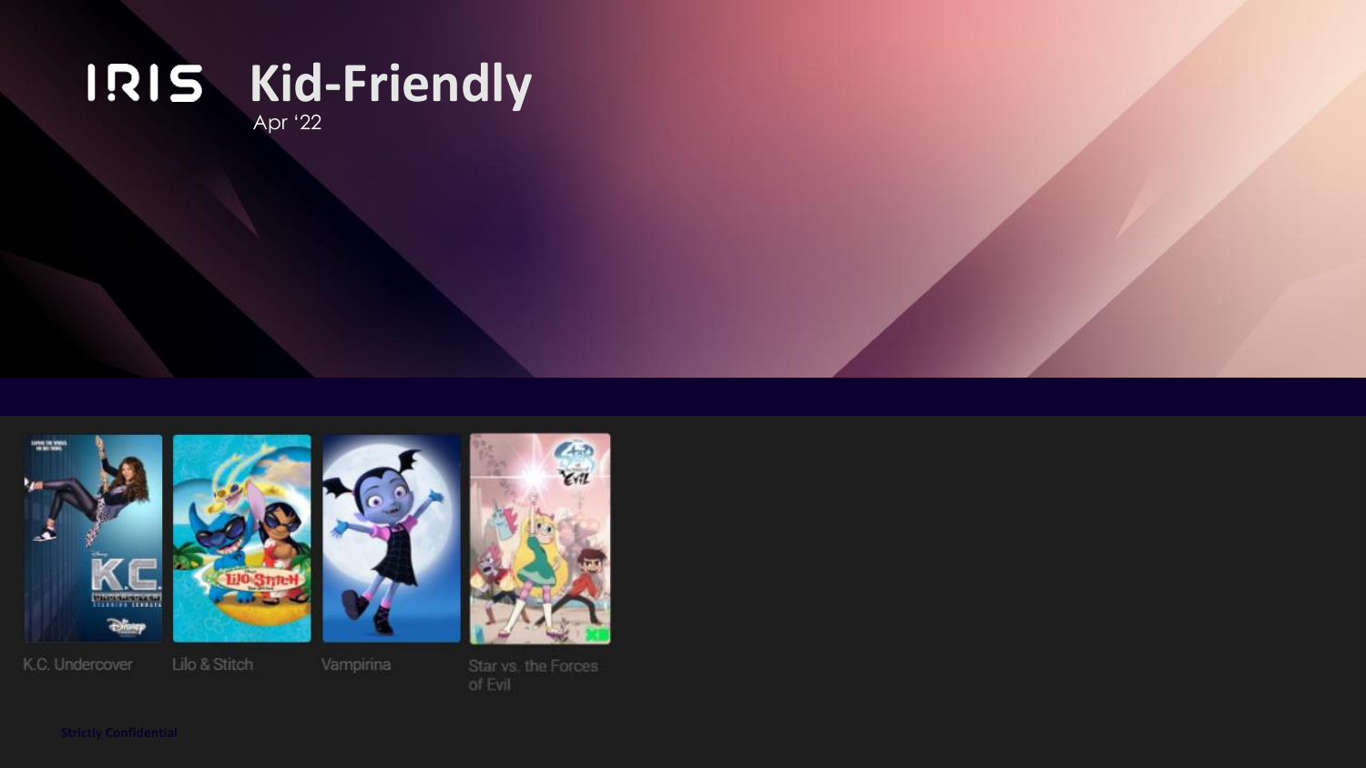# IRIS Kid-Friendly

Apr '22

- K.C. Undercover
- Lilo & Stitch
- Vampirina
- Star vs. the Forces of Evil

Strictly Confidential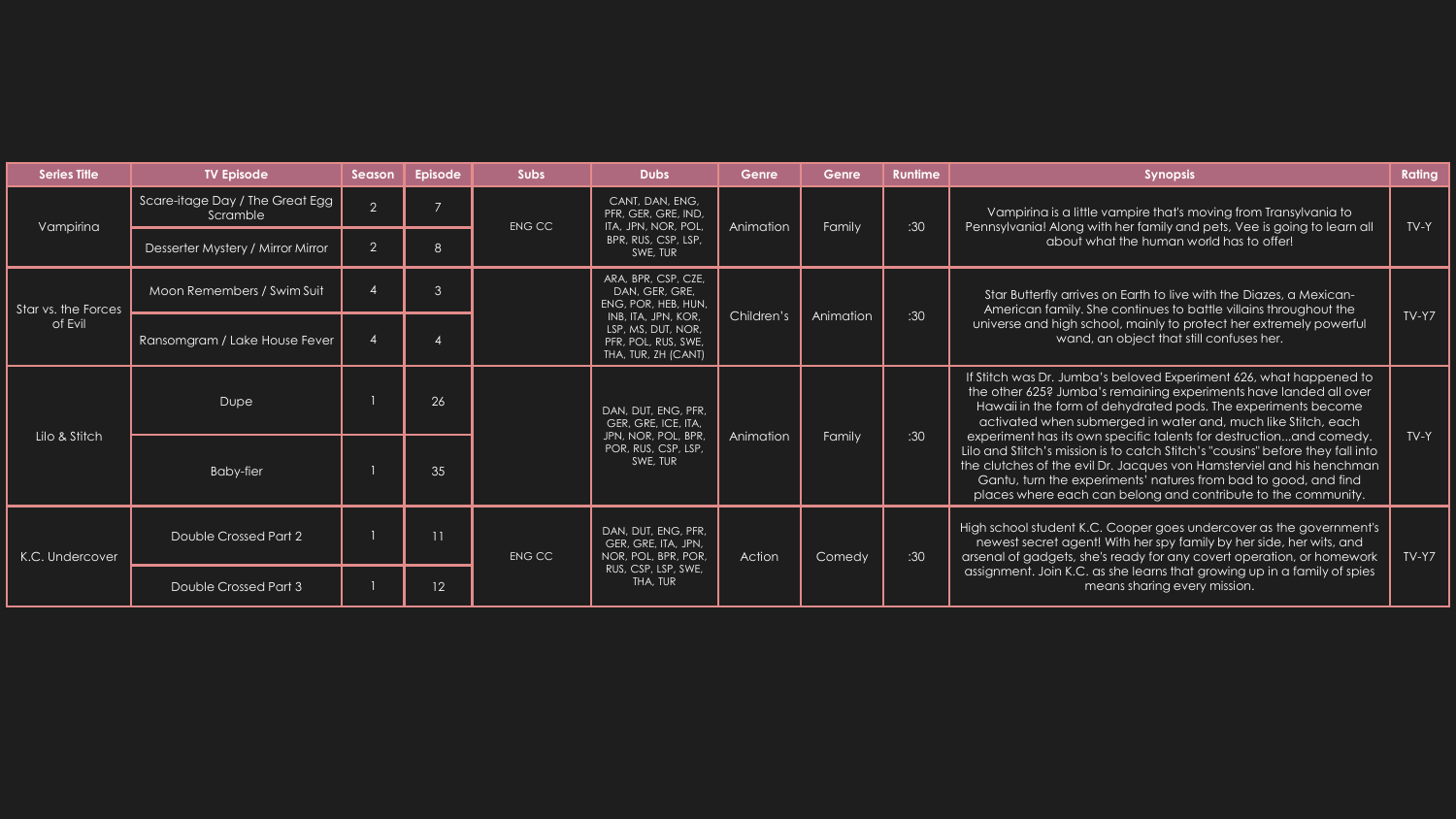| Series Title | TV Episode | Season | Episode | Subs | Dubs | Genre | Genre | Runtime | Synopsis | Rating |
|---|---|---|---|---|---|---|---|---|---|---|
| Vampirina | Scare-itage Day / The Great Egg Scramble | 2 | 7 | ENG CC | CANT, DAN, ENG, PFR, GER, GRE, IND, ITA, JPN, NOR, POL, BPR, RUS, CSP, LSP, SWE, TUR | Animation | Family | :30 | Vampirina is a little vampire that's moving from Transylvania to Pennsylvania! Along with her family and pets, Vee is going to learn all about what the human world has to offer! | TV-Y |
| | Desserter Mystery / Mirror Mirror | 2 | 8 | | | | | | | |
| Star vs. the Forces of Evil | Moon Remembers / Swim Suit | 4 | 3 | | ARA, BPR, CSP, CZE, DAN, GER, GRE, ENG, POR, HEB, HUN, INB, ITA, JPN, KOR, LSP, MS, DUT, NOR, PFR, POL, RUS, SWE, THA, TUR, ZH (CANT) | Children's | Animation | :30 | Star Butterfly arrives on Earth to live with the Diazes, a Mexican-American family. She continues to battle villains throughout the universe and high school, mainly to protect her extremely powerful wand, an object that still confuses her. | TV-Y7 |
| | Ransomgram / Lake House Fever | 4 | 4 | | | | | | | |
| Lilo & Stitch | Dupe | 1 | 26 | | DAN, DUT, ENG, PFR, GER, GRE, ICE, ITA, JPN, NOR, POL, BPR, POR, RUS, CSP, LSP, SWE, TUR | Animation | Family | :30 | If Stitch was Dr. Jumba's beloved Experiment 626, what happened to the other 625? Jumba's remaining experiments have landed all over Hawaii in the form of dehydrated pods. The experiments become activated when submerged in water and, much like Stitch, each experiment has its own specific talents for destruction...and comedy. Lilo and Stitch's mission is to catch Stitch's "cousins" before they fall into the clutches of the evil Dr. Jacques von Hamsterviel and his henchman Gantu, turn the experiments' natures from bad to good, and find places where each can belong and contribute to the community. | TV-Y |
| | Baby-fier | 1 | 35 | | | | | | | |
| K.C. Undercover | Double Crossed Part 2 | 1 | 11 | ENG CC | DAN, DUT, ENG, PFR, GER, GRE, ITA, JPN, NOR, POL, BPR, POR, RUS, CSP, LSP, SWE, THA, TUR | Action | Comedy | :30 | High school student K.C. Cooper goes undercover as the government's newest secret agent! With her spy family by her side, her wits, and arsenal of gadgets, she's ready for any covert operation, or homework assignment. Join K.C. as she learns that growing up in a family of spies means sharing every mission. | TV-Y7 |
| | Double Crossed Part 3 | 1 | 12 | | | | | | | |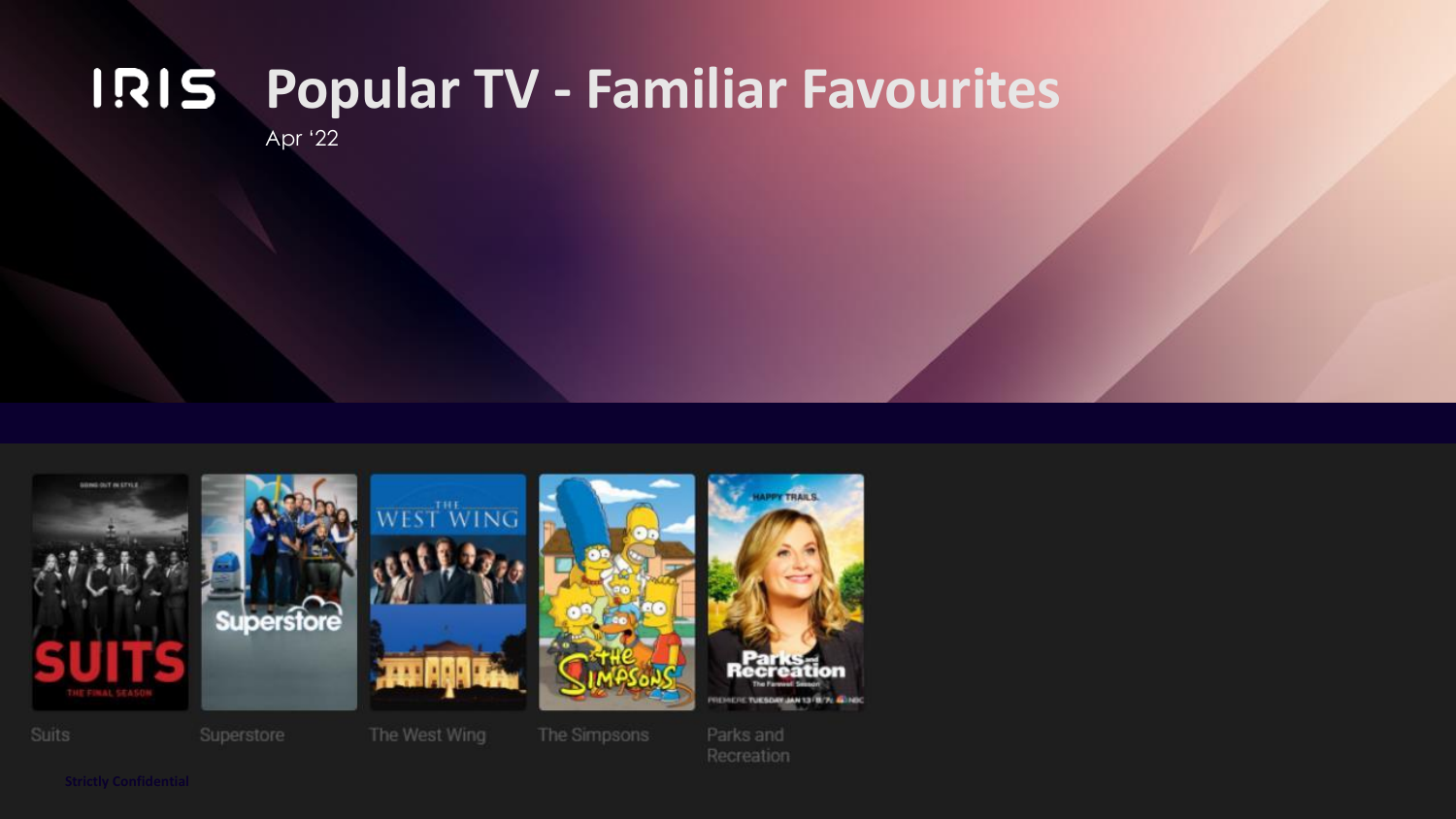# IRIS Popular TV - Familiar Favourites

Apr '22

Suits

Superstore

The West Wing

The Simpsons

Parks and Recreation

Strictly Confidential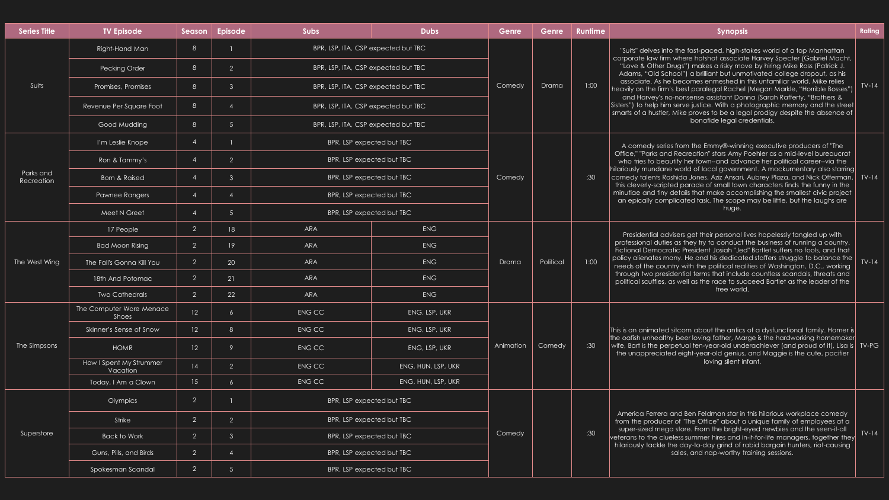| Series Title | TV Episode | Season | Episode | Subs | Dubs | Genre | Genre | Runtime | Synopsis | Rating |
|---|---|---|---|---|---|---|---|---|---|---|
| Suits | Right-Hand Man | 8 | 1 | BPR, LSP, ITA, CSP expected but TBC | | Comedy | Drama | 1:00 | "Suits" delves into the fast-paced, high-stakes world of a top Manhattan corporate law firm where hotshot associate Harvey Specter (Gabriel Macht, "Love & Other Drugs") makes a risky move by hiring Mike Ross (Patrick J. Adams, "Old School") a brilliant but unmotivated college dropout, as his associate. As he becomes enmeshed in this unfamiliar world, Mike relies heavily on the firm's best paralegal Rachel (Megan Markle, "Horrible Bosses") and Harvey's no-nonsense assistant Donna (Sarah Rafferty, "Brothers & Sisters") to help him serve justice. With a photographic memory and the street smarts of a hustler, Mike proves to be a legal prodigy despite the absence of bonafide legal credentials. | TV-14 |
| | Pecking Order | 8 | 2 | BPR, LSP, ITA, CSP expected but TBC | | | | | | |
| | Promises, Promises | 8 | 3 | BPR, LSP, ITA, CSP expected but TBC | | | | | | |
| | Revenue Per Square Foot | 8 | 4 | BPR, LSP, ITA, CSP expected but TBC | | | | | | |
| | Good Mudding | 8 | 5 | BPR, LSP, ITA, CSP expected but TBC | | | | | | |
| Parks and Recreation | I'm Leslie Knope | 4 | 1 | BPR, LSP expected but TBC | | Comedy | | :30 | A comedy series from the Emmy®-winning executive producers of "The Office," "Parks and Recreation" stars Amy Poehler as a mid-level bureaucrat who tries to beautify her town--and advance her political career--via the hilariously mundane world of local government. A mockumentary also starring comedy talents Rashida Jones, Aziz Ansari, Aubrey Plaza, and Nick Offerman, this cleverly-scripted parade of small town characters finds the funny in the minutiae and tiny details that make accomplishing the smallest civic project an epically complicated task. The scope may be little, but the laughs are huge. | TV-14 |
| | Ron & Tammy's | 4 | 2 | BPR, LSP expected but TBC | | | | | | |
| | Born & Raised | 4 | 3 | BPR, LSP expected but TBC | | | | | | |
| | Pawnee Rangers | 4 | 4 | BPR, LSP expected but TBC | | | | | | |
| | Meet N Greet | 4 | 5 | BPR, LSP expected but TBC | | | | | | |
| The West Wing | 17 People | 2 | 18 | ARA | ENG | Drama | Political | 1:00 | Presidential advisers get their personal lives hopelessly tangled up with professional duties as they try to conduct the business of running a country. Fictional Democratic President Josiah "Jed" Bartlet suffers no fools, and that policy alienates many. He and his dedicated staffers struggle to balance the needs of the country with the political realities of Washington, D.C., working through two presidential terms that include countless scandals, threats and political scuffles, as well as the race to succeed Bartlet as the leader of the free world. | TV-14 |
| | Bad Moon Rising | 2 | 19 | ARA | ENG | | | | | |
| | The Fall's Gonna Kill You | 2 | 20 | ARA | ENG | | | | | |
| | 18th And Potomac | 2 | 21 | ARA | ENG | | | | | |
| | Two Cathedrals | 2 | 22 | ARA | ENG | | | | | |
| The Simpsons | The Computer Wore Menace Shoes | 12 | 6 | ENG CC | ENG, LSP, UKR | Animation | Comedy | :30 | This is an animated sitcom about the antics of a dysfunctional family. Homer is the oafish unhealthy beer loving father, Marge is the hardworking homemaker wife, Bart is the perpetual ten-year-old underachiever (and proud of it), Lisa is the unappreciated eight-year-old genius, and Maggie is the cute, pacifier loving silent infant. | TV-PG |
| | Skinner's Sense of Snow | 12 | 8 | ENG CC | ENG, LSP, UKR | | | | | |
| | HOMR | 12 | 9 | ENG CC | ENG, LSP, UKR | | | | | |
| | How I Spent My Strummer Vacation | 14 | 2 | ENG CC | ENG, HUN, LSP, UKR | | | | | |
| | Today, I Am a Clown | 15 | 6 | ENG CC | ENG, HUN, LSP, UKR | | | | | |
| Superstore | Olympics | 2 | 1 | BPR, LSP expected but TBC | | Comedy | | :30 | America Ferrera and Ben Feldman star in this hilarious workplace comedy from the producer of "The Office" about a unique family of employees at a super-sized mega store. From the bright-eyed newbies and the seen-it-all veterans to the clueless summer hires and in-it-for-life managers, together they hilariously tackle the day-to-day grind of rabid bargain hunters, riot-causing sales, and nap-worthy training sessions. | TV-14 |
| | Strike | 2 | 2 | BPR, LSP expected but TBC | | | | | | |
| | Back to Work | 2 | 3 | BPR, LSP expected but TBC | | | | | | |
| | Guns, Pills, and Birds | 2 | 4 | BPR, LSP expected but TBC | | | | | | |
| | Spokesman Scandal | 2 | 5 | BPR, LSP expected but TBC | | | | | | |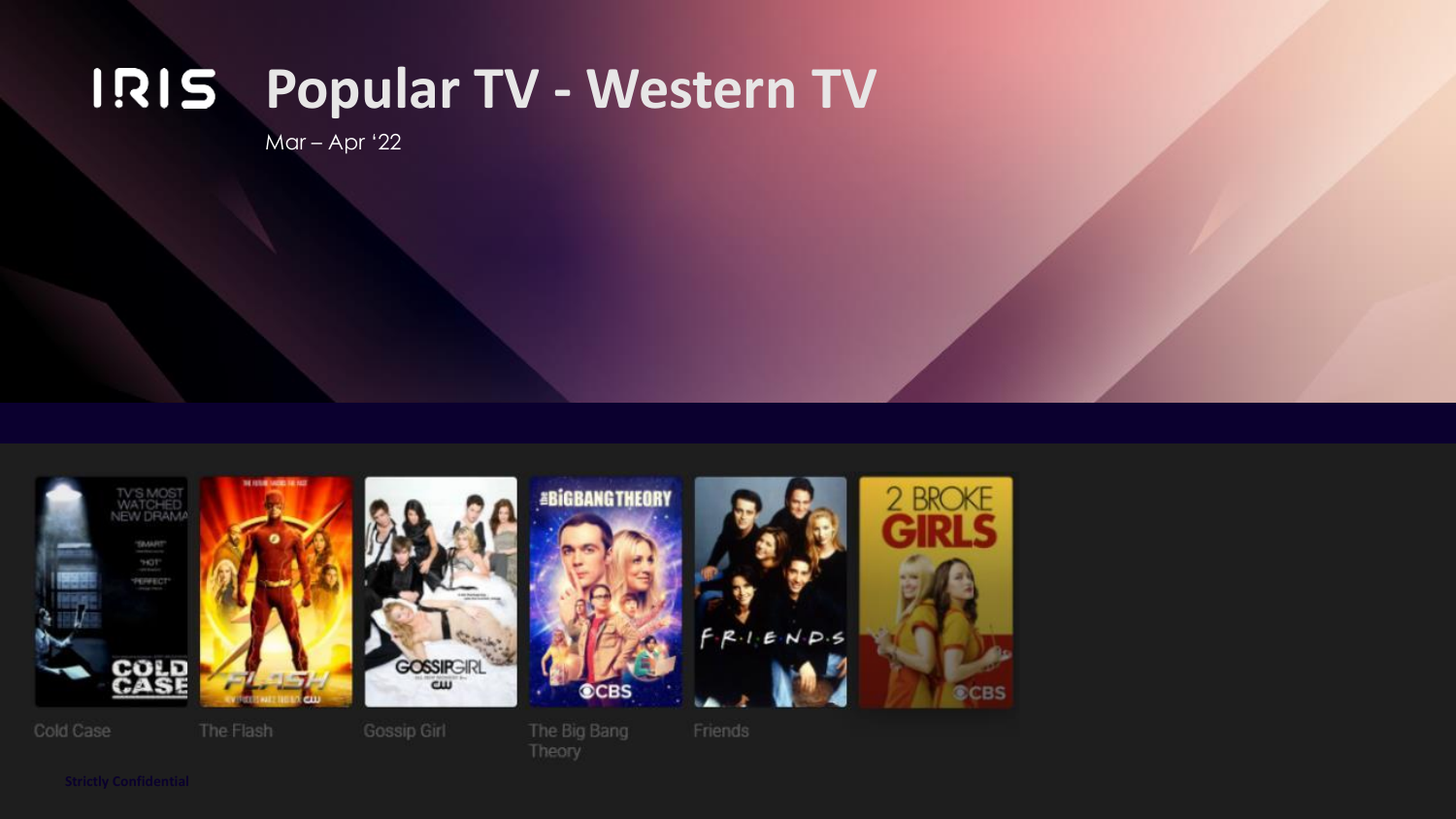# IRIS Popular TV - Western TV

Mar – Apr '22

- Cold Case
- The Flash
- Gossip Girl
- The Big Bang Theory
- Friends

Strictly Confidential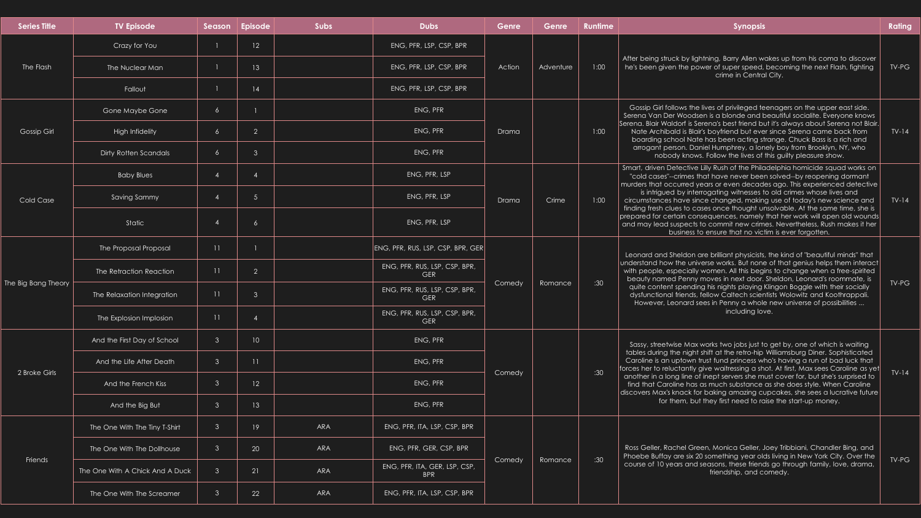| Series Title | TV Episode | Season | Episode | Subs | Dubs | Genre | Genre | Runtime | Synopsis | Rating |
|---|---|---|---|---|---|---|---|---|---|---|
| The Flash | Crazy for You | 1 | 12 | | ENG, PFR, LSP, CSP, BPR | Action | Adventure | 1:00 | After being struck by lightning, Barry Allen wakes up from his coma to discover he's been given the power of super speed, becoming the next Flash, fighting crime in Central City. | TV-PG |
| | The Nuclear Man | 1 | 13 | | ENG, PFR, LSP, CSP, BPR | | | | | |
| | Fallout | 1 | 14 | | ENG, PFR, LSP, CSP, BPR | | | | | |
| Gossip Girl | Gone Maybe Gone | 6 | 1 | | ENG, PFR | Drama | | 1:00 | Gossip Girl follows the lives of privileged teenagers on the upper east side. Serena Van Der Woodsen is a blonde and beautiful socialite. Everyone knows Serena. Blair Waldorf is Serena's best friend but it's always about Serena not Blair. Nate Archibald is Blair's boyfriend but ever since Serena came back from boarding school Nate has been acting strange. Chuck Bass is a rich and arrogant person. Daniel Humphrey, a lonely boy from Brooklyn, NY, who nobody knows. Follow the lives of this guilty pleasure show. | TV-14 |
| | High Infidelity | 6 | 2 | | ENG, PFR | | | | | |
| | Dirty Rotten Scandals | 6 | 3 | | ENG, PFR | | | | | |
| Cold Case | Baby Blues | 4 | 4 | | ENG, PFR, LSP | Drama | Crime | 1:00 | Smart, driven Detective Lilly Rush of the Philadelphia homicide squad works on "cold cases"--crimes that have never been solved--by reopening dormant murders that occurred years or even decades ago. This experienced detective is intrigued by interrogating witnesses to old crimes whose lives and circumstances have since changed, making use of today's new science and finding fresh clues to cases once thought unsolvable. At the same time, she is prepared for certain consequences, namely that her work will open old wounds and may lead suspects to commit new crimes. Nevertheless, Rush makes it her business to ensure that no victim is ever forgotten. | TV-14 |
| | Saving Sammy | 4 | 5 | | ENG, PFR, LSP | | | | | |
| | Static | 4 | 6 | | ENG, PFR, LSP | | | | | |
| The Big Bang Theory | The Proposal Proposal | 11 | 1 | | ENG, PFR, RUS, LSP, CSP, BPR, GER | Comedy | Romance | :30 | Leonard and Sheldon are brilliant physicists, the kind of "beautiful minds" that understand how the universe works. But none of that genius helps them interact with people, especially women. All this begins to change when a free-spirited beauty named Penny moves in next door. Sheldon, Leonard's roommate, is quite content spending his nights playing Klingon Boggle with their socially dysfunctional friends, fellow Caltech scientists Wolowitz and Koothrappali. However, Leonard sees in Penny a whole new universe of possibilities ... including love. | TV-PG |
| | The Retraction Reaction | 11 | 2 | | ENG, PFR, RUS, LSP, CSP, BPR, GER | | | | | |
| | The Relaxation Integration | 11 | 3 | | ENG, PFR, RUS, LSP, CSP, BPR, GER | | | | | |
| | The Explosion Implosion | 11 | 4 | | ENG, PFR, RUS, LSP, CSP, BPR, GER | | | | | |
| 2 Broke Girls | And the First Day of School | 3 | 10 | | ENG, PFR | Comedy | | :30 | Sassy, streetwise Max works two jobs just to get by, one of which is waiting tables during the night shift at the retro-hip Williamsburg Diner. Sophisticated Caroline is an uptown trust fund princess who's having a run of bad luck that forces her to reluctantly give waitressing a shot. At first, Max sees Caroline as yet another in a long line of inept servers she must cover for, but she's surprised to find that Caroline has as much substance as she does style. When Caroline discovers Max's knack for baking amazing cupcakes, she sees a lucrative future for them, but they first need to raise the start-up money. | TV-14 |
| | And the Life After Death | 3 | 11 | | ENG, PFR | | | | | |
| | And the French Kiss | 3 | 12 | | ENG, PFR | | | | | |
| | And the Big But | 3 | 13 | | ENG, PFR | | | | | |
| Friends | The One With The Tiny T-Shirt | 3 | 19 | ARA | ENG, PFR, ITA, LSP, CSP, BPR | Comedy | Romance | :30 | Ross Geller, Rachel Green, Monica Geller, Joey Tribbiani, Chandler Bing, and Phoebe Buffay are six 20 something year olds living in New York City. Over the course of 10 years and seasons, these friends go through family, love, drama, friendship, and comedy. | TV-PG |
| | The One With The Dollhouse | 3 | 20 | ARA | ENG, PFR, GER, CSP, BPR | | | | | |
| | The One With A Chick And A Duck | 3 | 21 | ARA | ENG, PFR, ITA, GER, LSP, CSP, BPR | | | | | |
| | The One With The Screamer | 3 | 22 | ARA | ENG, PFR, ITA, LSP, CSP, BPR | | | | | |